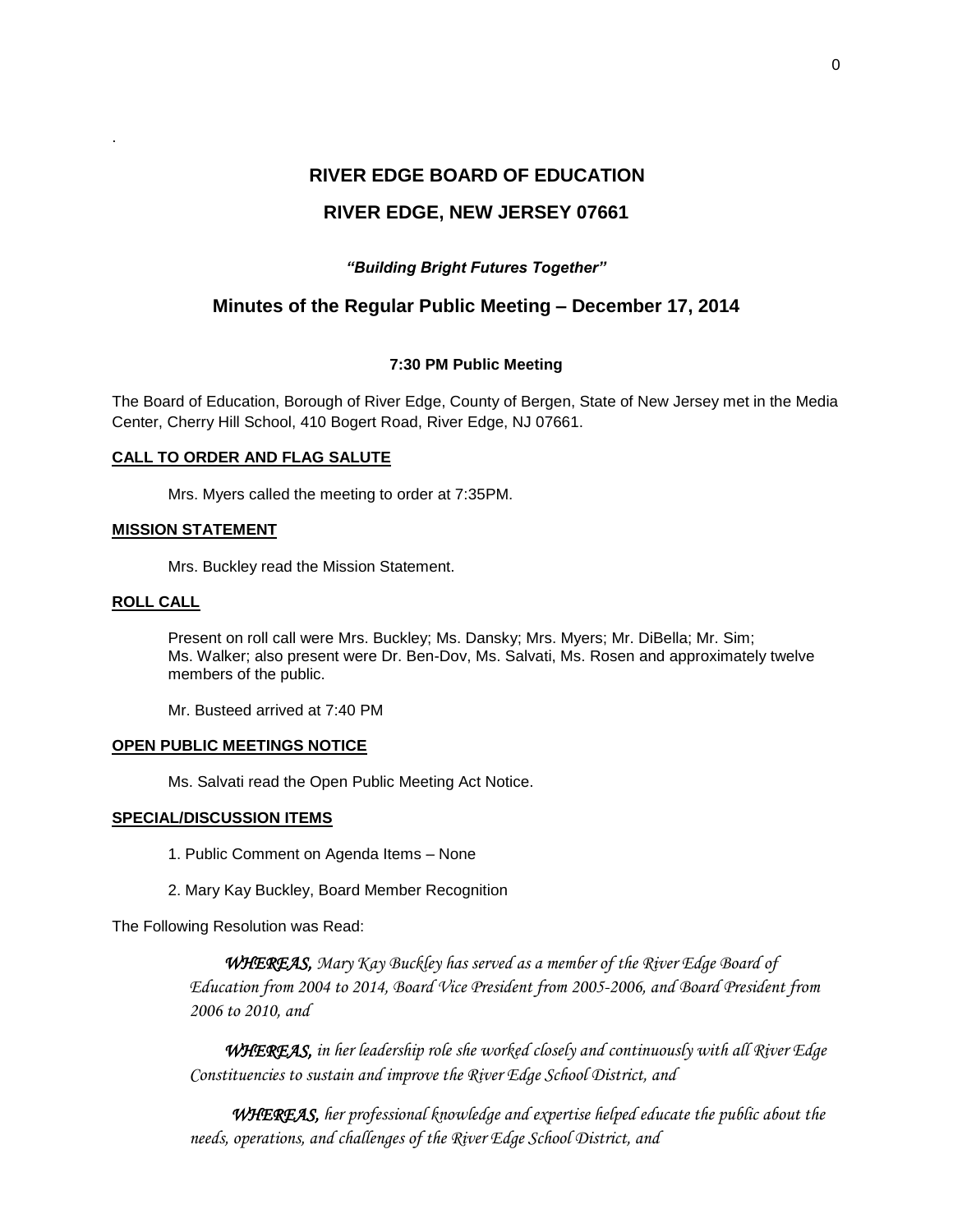# RIVER EDGE BOARD OF EDUCATION

## RIVER EDGE, NEW JERSEY 07661

***"Building Bright Futures Together"***

## Minutes of the Regular Public Meeting – December 17, 2014

**7:30 PM Public Meeting**

The Board of Education, Borough of River Edge, County of Bergen, State of New Jersey met in the Media Center, Cherry Hill School, 410 Bogert Road, River Edge, NJ 07661.

**CALL TO ORDER AND FLAG SALUTE**

Mrs. Myers called the meeting to order at 7:35PM.

**MISSION STATEMENT**

Mrs. Buckley read the Mission Statement.

**ROLL CALL**

Present on roll call were Mrs. Buckley; Ms. Dansky; Mrs. Myers; Mr. DiBella; Mr. Sim; Ms. Walker; also present were Dr. Ben-Dov, Ms. Salvati, Ms. Rosen and approximately twelve members of the public.

Mr. Busteed arrived at 7:40 PM

**OPEN PUBLIC MEETINGS NOTICE**

Ms. Salvati read the Open Public Meeting Act Notice.

**SPECIAL/DISCUSSION ITEMS**

1. Public Comment on Agenda Items – None

2. Mary Kay Buckley, Board Member Recognition

The Following Resolution was Read:

***WHEREAS,*** *Mary Kay Buckley has served as a member of the River Edge Board of Education from 2004 to 2014, Board Vice President from 2005-2006, and Board President from 2006 to 2010, and*

***WHEREAS,*** *in her leadership role she worked closely and continuously with all River Edge Constituencies to sustain and improve the River Edge School District, and*

***WHEREAS,*** *her professional knowledge and expertise helped educate the public about the needs, operations, and challenges of the River Edge School District, and*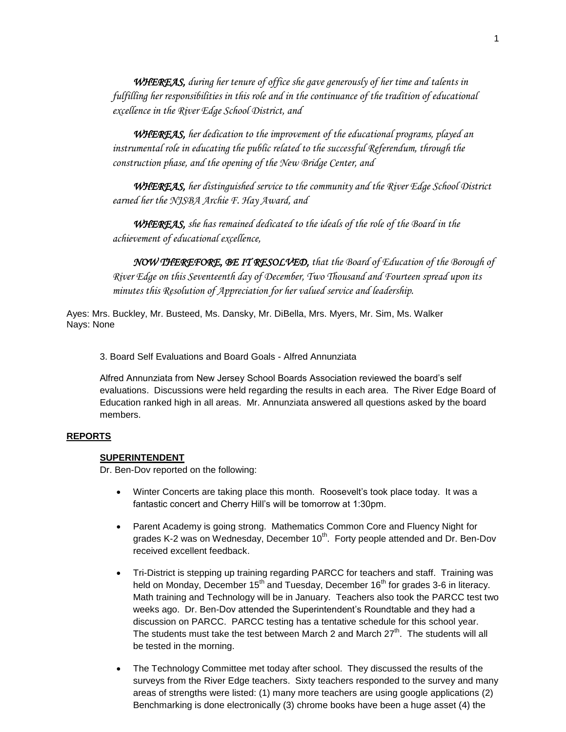*WHEREAS, during her tenure of office she gave generously of her time and talents in fulfilling her responsibilities in this role and in the continuance of the tradition of educational excellence in the River Edge School District, and*

*WHEREAS, her dedication to the improvement of the educational programs, played an instrumental role in educating the public related to the successful Referendum, through the construction phase, and the opening of the New Bridge Center, and*

*WHEREAS, her distinguished service to the community and the River Edge School District earned her the NJSBA Archie F. Hay Award, and*

*WHEREAS, she has remained dedicated to the ideals of the role of the Board in the achievement of educational excellence,*

*NOW THEREFORE, BE IT RESOLVED, that the Board of Education of the Borough of River Edge on this Seventeenth day of December, Two Thousand and Fourteen spread upon its minutes this Resolution of Appreciation for her valued service and leadership.*

Ayes: Mrs. Buckley, Mr. Busteed, Ms. Dansky, Mr. DiBella, Mrs. Myers, Mr. Sim, Ms. Walker
Nays: None

3. Board Self Evaluations and Board Goals - Alfred Annunziata

Alfred Annunziata from New Jersey School Boards Association reviewed the board's self evaluations. Discussions were held regarding the results in each area. The River Edge Board of Education ranked high in all areas. Mr. Annunziata answered all questions asked by the board members.

**REPORTS**

**SUPERINTENDENT**

Dr. Ben-Dov reported on the following:

- Winter Concerts are taking place this month. Roosevelt's took place today. It was a fantastic concert and Cherry Hill's will be tomorrow at 1:30pm.
- Parent Academy is going strong. Mathematics Common Core and Fluency Night for grades K-2 was on Wednesday, December 10th. Forty people attended and Dr. Ben-Dov received excellent feedback.
- Tri-District is stepping up training regarding PARCC for teachers and staff. Training was held on Monday, December 15th and Tuesday, December 16th for grades 3-6 in literacy. Math training and Technology will be in January. Teachers also took the PARCC test two weeks ago. Dr. Ben-Dov attended the Superintendent's Roundtable and they had a discussion on PARCC. PARCC testing has a tentative schedule for this school year. The students must take the test between March 2 and March 27th. The students will all be tested in the morning.
- The Technology Committee met today after school. They discussed the results of the surveys from the River Edge teachers. Sixty teachers responded to the survey and many areas of strengths were listed: (1) many more teachers are using google applications (2) Benchmarking is done electronically (3) chrome books have been a huge asset (4) the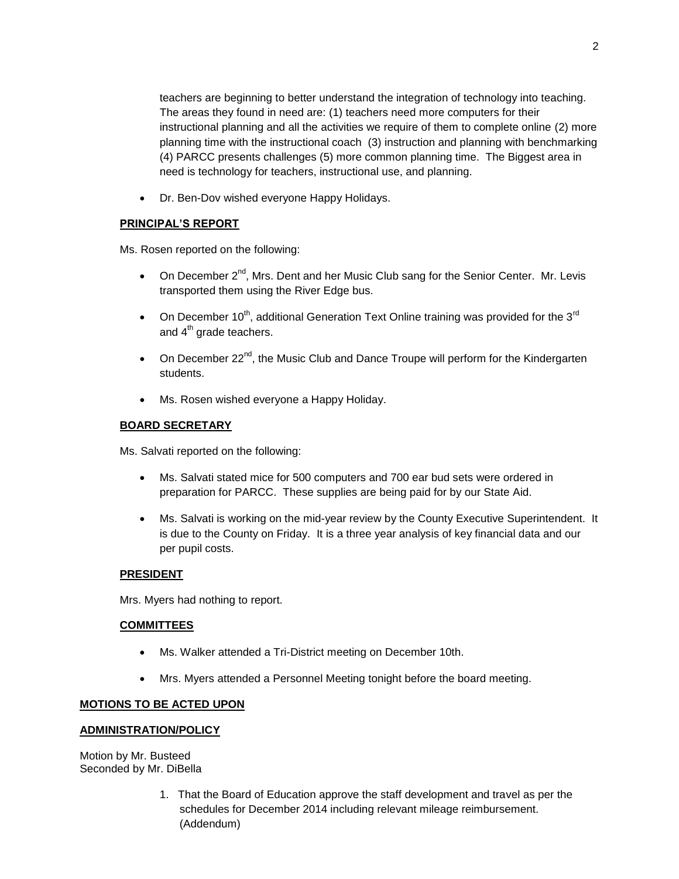teachers are beginning to better understand the integration of technology into teaching. The areas they found in need are: (1) teachers need more computers for their instructional planning and all the activities we require of them to complete online (2) more planning time with the instructional coach (3) instruction and planning with benchmarking (4) PARCC presents challenges (5) more common planning time. The Biggest area in need is technology for teachers, instructional use, and planning.

- Dr. Ben-Dov wished everyone Happy Holidays.

**PRINCIPAL'S REPORT**

Ms. Rosen reported on the following:

- On December 2nd, Mrs. Dent and her Music Club sang for the Senior Center. Mr. Levis transported them using the River Edge bus.
- On December 10th, additional Generation Text Online training was provided for the 3rd and 4th grade teachers.
- On December 22nd, the Music Club and Dance Troupe will perform for the Kindergarten students.
- Ms. Rosen wished everyone a Happy Holiday.

**BOARD SECRETARY**

Ms. Salvati reported on the following:

- Ms. Salvati stated mice for 500 computers and 700 ear bud sets were ordered in preparation for PARCC. These supplies are being paid for by our State Aid.
- Ms. Salvati is working on the mid-year review by the County Executive Superintendent. It is due to the County on Friday. It is a three year analysis of key financial data and our per pupil costs.

**PRESIDENT**

Mrs. Myers had nothing to report.

**COMMITTEES**

- Ms. Walker attended a Tri-District meeting on December 10th.
- Mrs. Myers attended a Personnel Meeting tonight before the board meeting.

**MOTIONS TO BE ACTED UPON**

**ADMINISTRATION/POLICY**

Motion by Mr. Busteed
Seconded by Mr. DiBella

1. That the Board of Education approve the staff development and travel as per the schedules for December 2014 including relevant mileage reimbursement. (Addendum)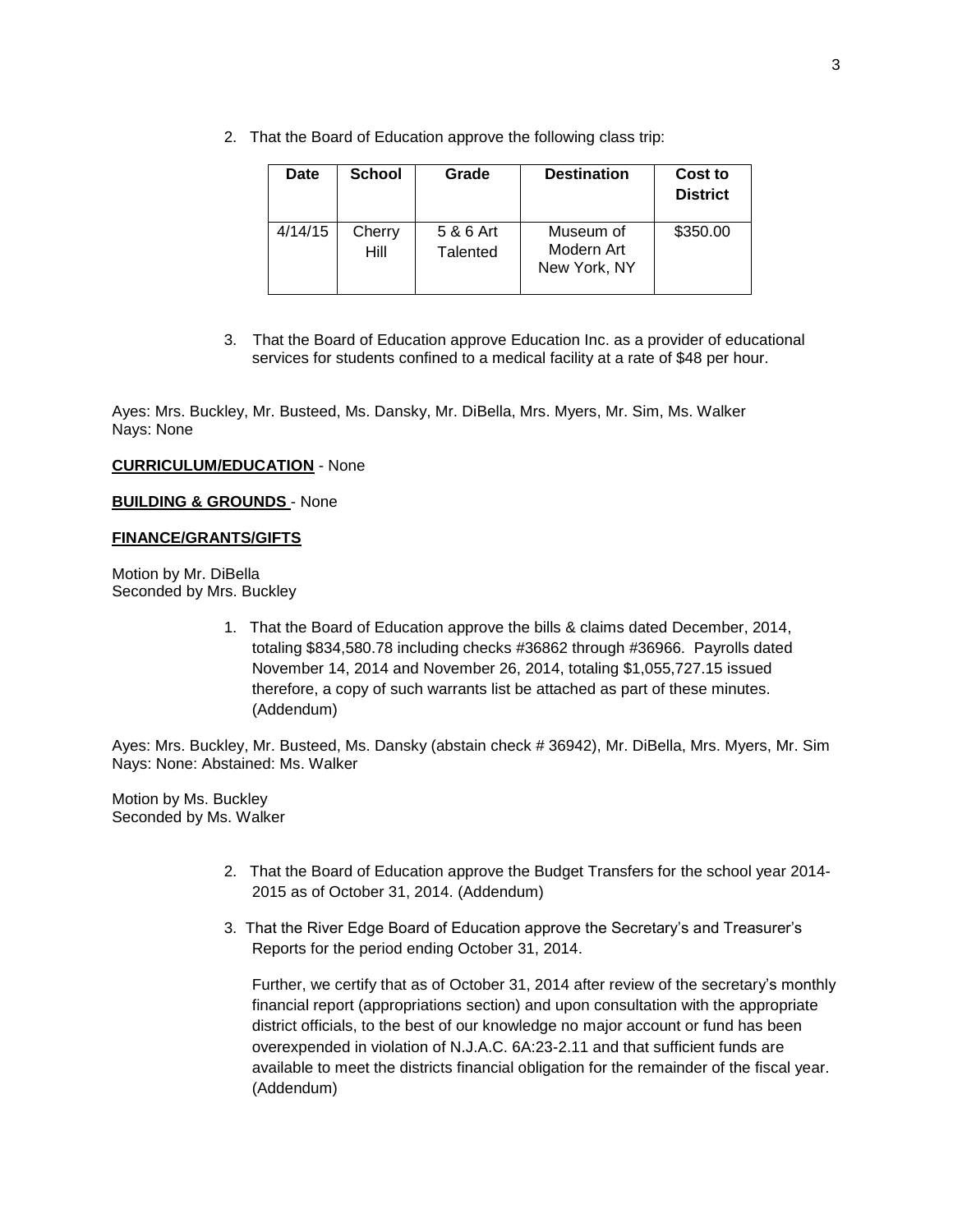2. That the Board of Education approve the following class trip:

| Date | School | Grade | Destination | Cost to District |
|---|---|---|---|---|
| 4/14/15 | Cherry Hill | 5 & 6 Art Talented | Museum of Modern Art New York, NY | $350.00 |

3. That the Board of Education approve Education Inc. as a provider of educational services for students confined to a medical facility at a rate of $48 per hour.

Ayes: Mrs. Buckley, Mr. Busteed, Ms. Dansky, Mr. DiBella, Mrs. Myers, Mr. Sim, Ms. Walker
Nays: None

**CURRICULUM/EDUCATION** - None

**BUILDING & GROUNDS** - None

**FINANCE/GRANTS/GIFTS**

Motion by Mr. DiBella
Seconded by Mrs. Buckley

1. That the Board of Education approve the bills & claims dated December, 2014, totaling $834,580.78 including checks #36862 through #36966. Payrolls dated November 14, 2014 and November 26, 2014, totaling $1,055,727.15 issued therefore, a copy of such warrants list be attached as part of these minutes. (Addendum)

Ayes: Mrs. Buckley, Mr. Busteed, Ms. Dansky (abstain check # 36942), Mr. DiBella, Mrs. Myers, Mr. Sim
Nays: None: Abstained: Ms. Walker

Motion by Ms. Buckley
Seconded by Ms. Walker

2. That the Board of Education approve the Budget Transfers for the school year 2014-2015 as of October 31, 2014. (Addendum)

3. That the River Edge Board of Education approve the Secretary's and Treasurer's Reports for the period ending October 31, 2014.

   Further, we certify that as of October 31, 2014 after review of the secretary's monthly financial report (appropriations section) and upon consultation with the appropriate district officials, to the best of our knowledge no major account or fund has been overexpended in violation of N.J.A.C. 6A:23-2.11 and that sufficient funds are available to meet the districts financial obligation for the remainder of the fiscal year. (Addendum)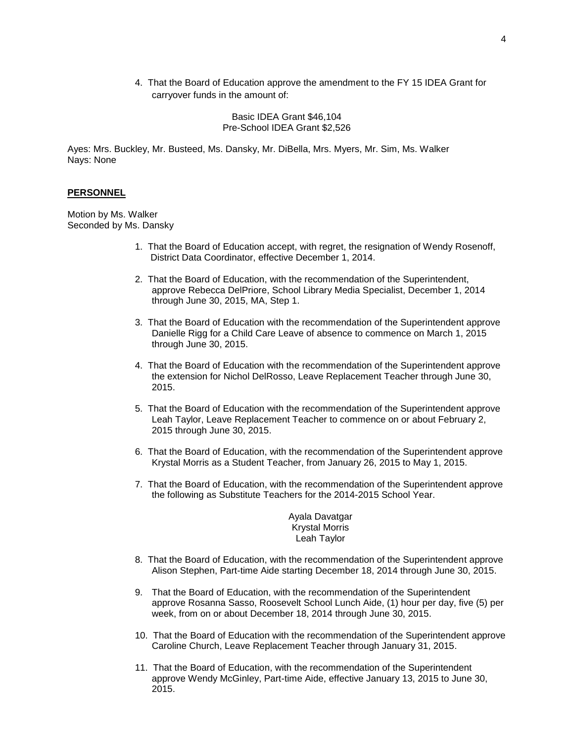4. That the Board of Education approve the amendment to the FY 15 IDEA Grant for carryover funds in the amount of:

Basic IDEA Grant $46,104
Pre-School IDEA Grant $2,526

Ayes: Mrs. Buckley, Mr. Busteed, Ms. Dansky, Mr. DiBella, Mrs. Myers, Mr. Sim, Ms. Walker
Nays: None

**PERSONNEL**

Motion by Ms. Walker
Seconded by Ms. Dansky

1. That the Board of Education accept, with regret, the resignation of Wendy Rosenoff, District Data Coordinator, effective December 1, 2014.

2. That the Board of Education, with the recommendation of the Superintendent, approve Rebecca DelPriore, School Library Media Specialist, December 1, 2014 through June 30, 2015, MA, Step 1.

3. That the Board of Education with the recommendation of the Superintendent approve Danielle Rigg for a Child Care Leave of absence to commence on March 1, 2015 through June 30, 2015.

4. That the Board of Education with the recommendation of the Superintendent approve the extension for Nichol DelRosso, Leave Replacement Teacher through June 30, 2015.

5. That the Board of Education with the recommendation of the Superintendent approve Leah Taylor, Leave Replacement Teacher to commence on or about February 2, 2015 through June 30, 2015.

6. That the Board of Education, with the recommendation of the Superintendent approve Krystal Morris as a Student Teacher, from January 26, 2015 to May 1, 2015.

7. That the Board of Education, with the recommendation of the Superintendent approve the following as Substitute Teachers for the 2014-2015 School Year.

   Ayala Davatgar
   Krystal Morris
   Leah Taylor

8. That the Board of Education, with the recommendation of the Superintendent approve Alison Stephen, Part-time Aide starting December 18, 2014 through June 30, 2015.

9. That the Board of Education, with the recommendation of the Superintendent approve Rosanna Sasso, Roosevelt School Lunch Aide, (1) hour per day, five (5) per week, from on or about December 18, 2014 through June 30, 2015.

10. That the Board of Education with the recommendation of the Superintendent approve Caroline Church, Leave Replacement Teacher through January 31, 2015.

11. That the Board of Education, with the recommendation of the Superintendent approve Wendy McGinley, Part-time Aide, effective January 13, 2015 to June 30, 2015.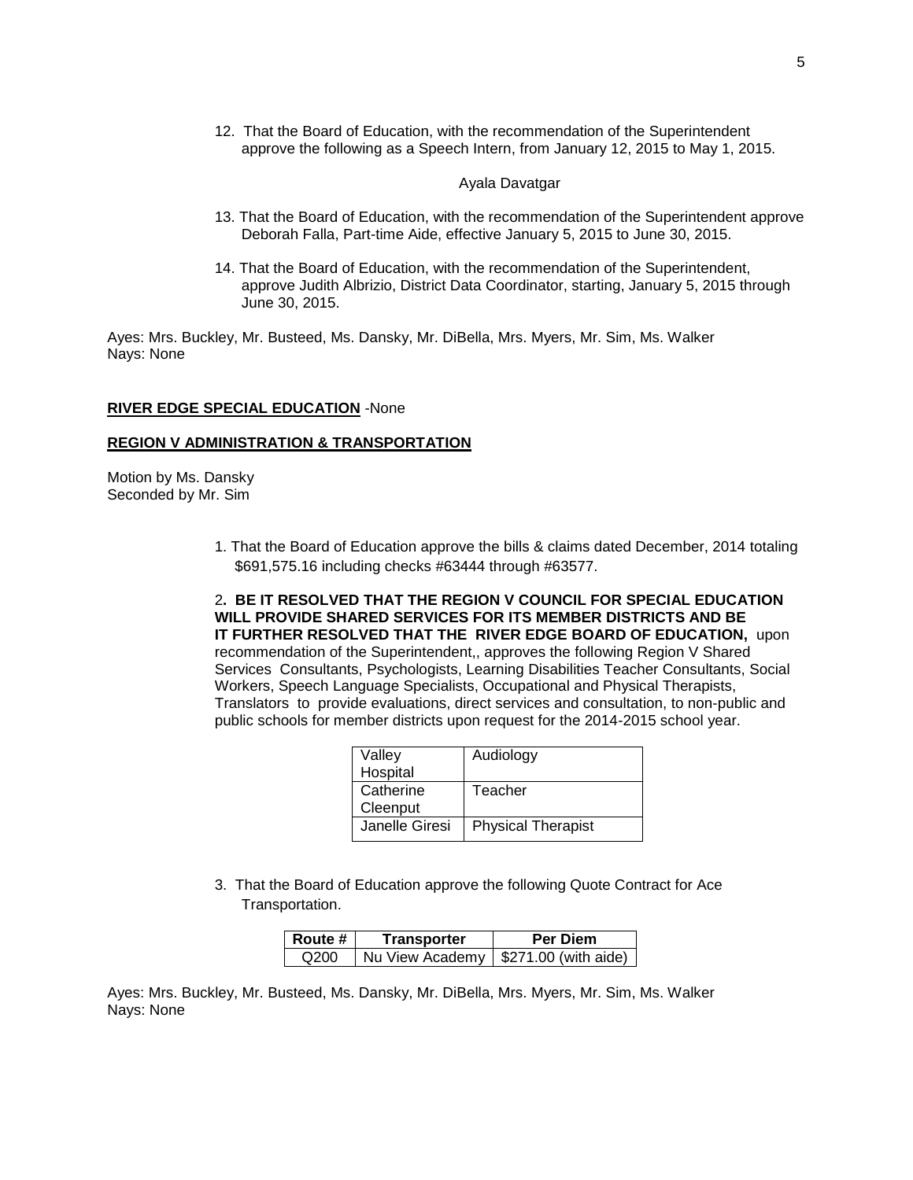12. That the Board of Education, with the recommendation of the Superintendent approve the following as a Speech Intern, from January 12, 2015 to May 1, 2015.

Ayala Davatgar

13. That the Board of Education, with the recommendation of the Superintendent approve Deborah Falla, Part-time Aide, effective January 5, 2015 to June 30, 2015.

14. That the Board of Education, with the recommendation of the Superintendent, approve Judith Albrizio, District Data Coordinator, starting, January 5, 2015 through June 30, 2015.

Ayes: Mrs. Buckley, Mr. Busteed, Ms. Dansky, Mr. DiBella, Mrs. Myers, Mr. Sim, Ms. Walker
Nays: None

**RIVER EDGE SPECIAL EDUCATION** -None

**REGION V ADMINISTRATION & TRANSPORTATION**

Motion by Ms. Dansky
Seconded by Mr. Sim

1. That the Board of Education approve the bills & claims dated December, 2014 totaling $691,575.16 including checks #63444 through #63577.

2**. BE IT RESOLVED THAT THE REGION V COUNCIL FOR SPECIAL EDUCATION WILL PROVIDE SHARED SERVICES FOR ITS MEMBER DISTRICTS AND BE IT FURTHER RESOLVED THAT THE RIVER EDGE BOARD OF EDUCATION,** upon recommendation of the Superintendent,, approves the following Region V Shared Services Consultants, Psychologists, Learning Disabilities Teacher Consultants, Social Workers, Speech Language Specialists, Occupational and Physical Therapists, Translators to provide evaluations, direct services and consultation, to non-public and public schools for member districts upon request for the 2014-2015 school year.

| | |
|---|---|
| Valley Hospital | Audiology |
| Catherine Cleenput | Teacher |
| Janelle Giresi | Physical Therapist |

3. That the Board of Education approve the following Quote Contract for Ace Transportation.

| Route # | Transporter | Per Diem |
|---|---|---|
| Q200 | Nu View Academy | $271.00 (with aide) |

Ayes: Mrs. Buckley, Mr. Busteed, Ms. Dansky, Mr. DiBella, Mrs. Myers, Mr. Sim, Ms. Walker
Nays: None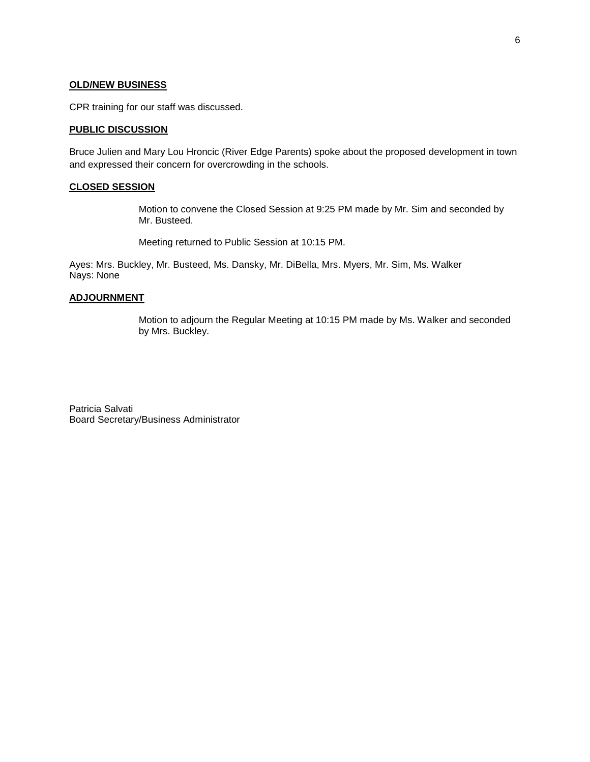**OLD/NEW BUSINESS**

CPR training for our staff was discussed.

**PUBLIC DISCUSSION**

Bruce Julien and Mary Lou Hroncic (River Edge Parents) spoke about the proposed development in town and expressed their concern for overcrowding in the schools.

**CLOSED SESSION**

Motion to convene the Closed Session at 9:25 PM made by Mr. Sim and seconded by Mr. Busteed.

Meeting returned to Public Session at 10:15 PM.

Ayes: Mrs. Buckley, Mr. Busteed, Ms. Dansky, Mr. DiBella, Mrs. Myers, Mr. Sim, Ms. Walker
Nays: None

**ADJOURNMENT**

Motion to adjourn the Regular Meeting at 10:15 PM made by Ms. Walker and seconded by Mrs. Buckley.

Patricia Salvati
Board Secretary/Business Administrator